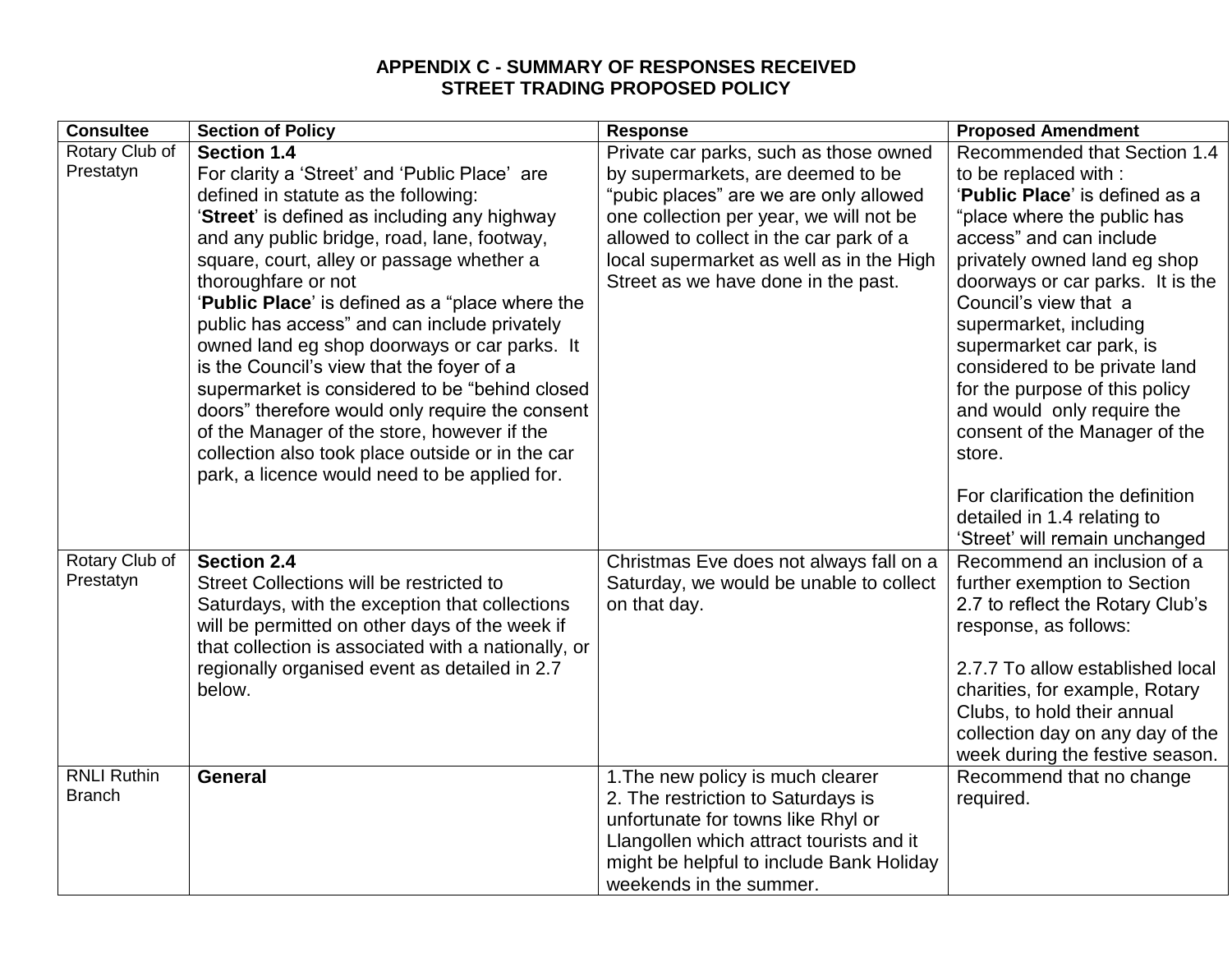# APPENDIX C - SUMMARY OF RESPONSES RECEIVED
## STREET TRADING PROPOSED POLICY

| Consultee | Section of Policy | Response | Proposed Amendment |
|---|---|---|---|
| Rotary Club of Prestatyn | **Section 1.4**<br>For clarity a 'Street' and 'Public Place' are defined in statute as the following:<br>'**Street**' is defined as including any highway and any public bridge, road, lane, footway, square, court, alley or passage whether a thoroughfare or not<br>'**Public Place**' is defined as a "place where the public has access" and can include privately owned land eg shop doorways or car parks. It is the Council's view that the foyer of a supermarket is considered to be "behind closed doors" therefore would only require the consent of the Manager of the store, however if the collection also took place outside or in the car park, a licence would need to be applied for. | Private car parks, such as those owned by supermarkets, are deemed to be "pubic places" are we are only allowed one collection per year, we will not be allowed to collect in the car park of a local supermarket as well as in the High Street as we have done in the past. | Recommended that Section 1.4 to be replaced with :<br>'**Public Place**' is defined as a "place where the public has access" and can include privately owned land eg shop doorways or car parks. It is the Council's view that a supermarket, including supermarket car park, is considered to be private land for the purpose of this policy and would only require the consent of the Manager of the store.<br><br>For clarification the definition detailed in 1.4 relating to 'Street' will remain unchanged |
| Rotary Club of Prestatyn | **Section 2.4**<br>Street Collections will be restricted to Saturdays, with the exception that collections will be permitted on other days of the week if that collection is associated with a nationally, or regionally organised event as detailed in 2.7 below. | Christmas Eve does not always fall on a Saturday, we would be unable to collect on that day. | Recommend an inclusion of a further exemption to Section 2.7 to reflect the Rotary Club's response, as follows:<br><br>2.7.7 To allow established local charities, for example, Rotary Clubs, to hold their annual collection day on any day of the week during the festive season. |
| RNLI Ruthin Branch | **General** | 1.The new policy is much clearer<br>2. The restriction to Saturdays is unfortunate for towns like Rhyl or Llangollen which attract tourists and it might be helpful to include Bank Holiday weekends in the summer. | Recommend that no change required. |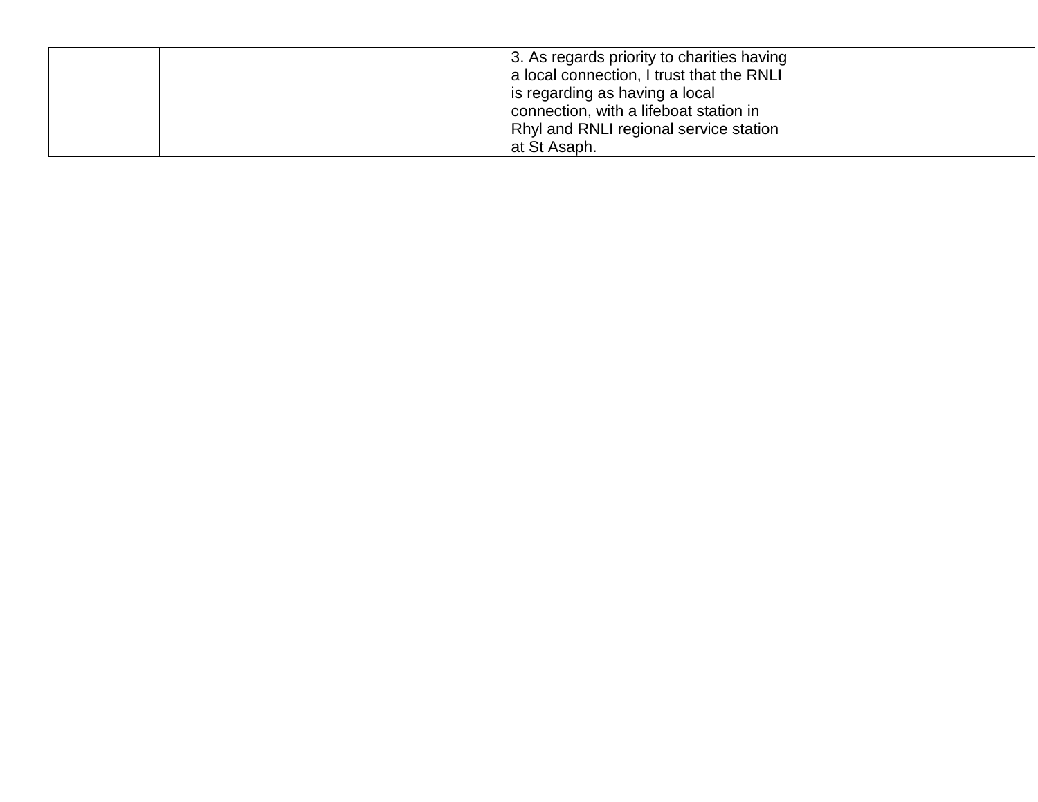| | | | |
|---|---|---|---|
| | | 3. As regards priority to charities having a local connection, I trust that the RNLI is regarding as having a local connection, with a lifeboat station in Rhyl and RNLI regional service station at St Asaph. | |